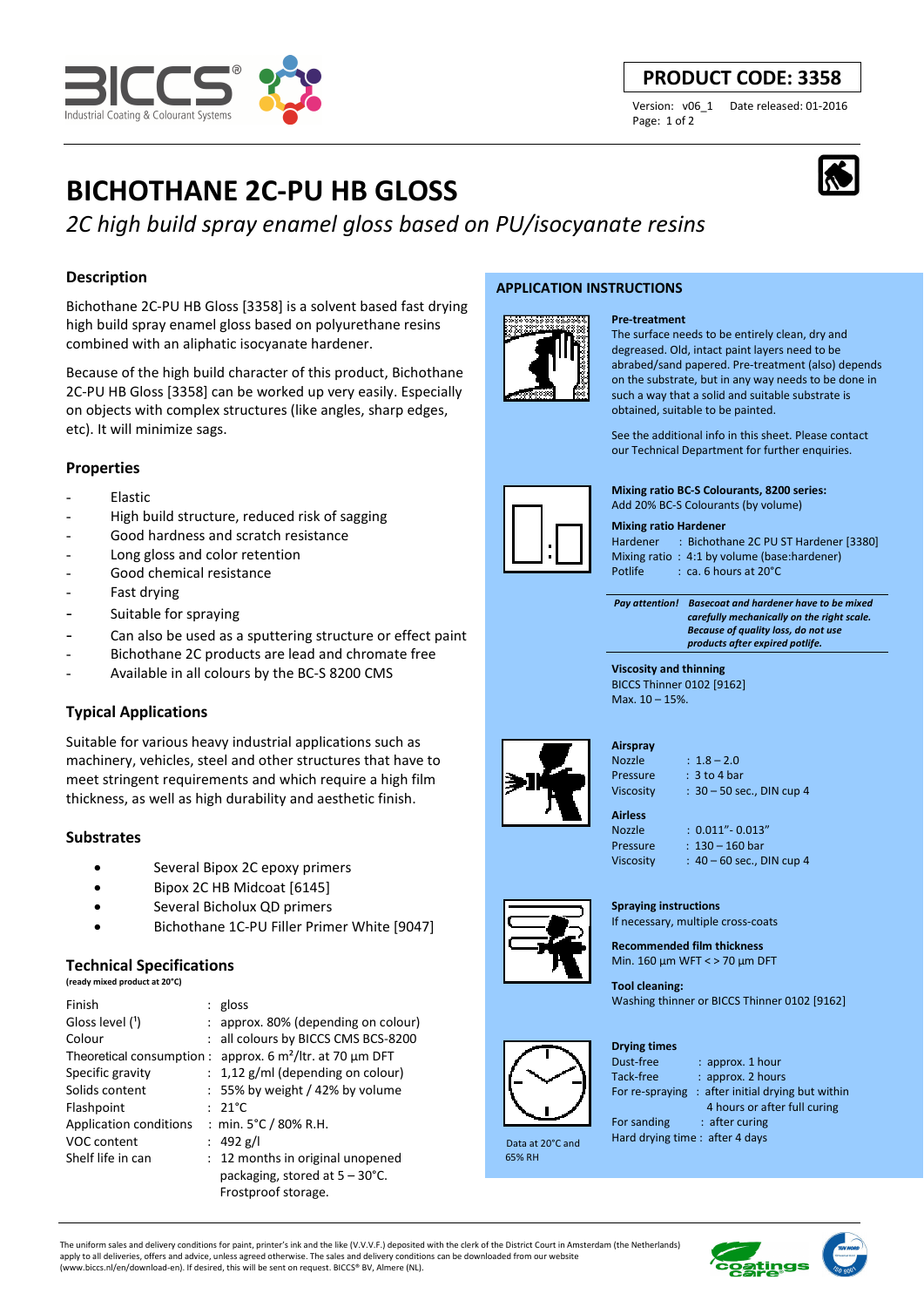**PRODUCT CODE: 3358**

Version: v06_1 Date released: 01-2016

# BICHOTHANE 2C-PU HB GLOSS

*2C high build spray enamel gloss based on PU/isocyanate resins*

## Description

Bichothane 2C-PU HB Gloss [3358] is a solvent based fast drying high build spray enamel gloss based on polyurethane resins combined with an aliphatic isocyanate hardener.

Because of the high build character of this product, Bichothane 2C-PU HB Gloss [3358] can be worked up very easily. Especially on objects with complex structures (like angles, sharp edges, etc). It will minimize sags.

## Properties

- Elastic
- High build structure, reduced risk of sagging
- Good hardness and scratch resistance
- Long gloss and color retention
- Good chemical resistance
- Fast drying
- Suitable for spraying
- Can also be used as a sputtering structure or effect paint
- Bichothane 2C products are lead and chromate free
- Available in all colours by the BC-S 8200 CMS

## Typical Applications

Suitable for various heavy industrial applications such as machinery, vehicles, steel and other structures that have to meet stringent requirements and which require a high film thickness, as well as high durability and aesthetic finish.

## Substrates

- Several Bipox 2C epoxy primers
- Bipox 2C HB Midcoat [6145]
- Several Bicholux QD primers
- Bichothane 1C-PU Filler Primer White [9047]

## Technical Specifications

(ready mixed product at 20°C)

| | |
|---|---|
| Finish | : gloss |
| Gloss level (1) | : approx. 80% (depending on colour) |
| Colour | : all colours by BICCS CMS BCS-8200 |
| Theoretical consumption | : approx. 6 $m^2$/ltr. at 70 µm DFT |
| Specific gravity | : 1,12 g/ml (depending on colour) |
| Solids content | : 55% by weight / 42% by volume |
| Flashpoint | : 21°C |
| Application conditions | : min. 5°C / 80% R.H. |
| VOC content | : 492 g/l |
| Shelf life in can | : 12 months in original unopened packaging, stored at 5 – 30°C. Frostproof storage. |

## APPLICATION INSTRUCTIONS

**Pre-treatment**

The surface needs to be entirely clean, dry and degreased. Old, intact paint layers need to be abrabed/sand papered. Pre-treatment (also) depends on the substrate, but in any way needs to be done in such a way that a solid and suitable substrate is obtained, suitable to be painted.

See the additional info in this sheet. Please contact our Technical Department for further enquiries.

**Mixing ratio BC-S Colourants, 8200 series:**

Add 20% BC-S Colourants (by volume)

**Mixing ratio Hardener**

| | |
|---|---|
| Hardener | : Bichothane 2C PU ST Hardener [3380] |
| Mixing ratio | : 4:1 by volume (base:hardener) |
| Potlife | : ca. 6 hours at 20°C |

***Pay attention!*** ***Basecoat and hardener have to be mixed carefully mechanically on the right scale. Because of quality loss, do not use products after expired potlife.***

**Viscosity and thinning**

BICCS Thinner 0102 [9162]

Max. 10 – 15%.

**Airspray**

| | |
|---|---|
| Nozzle | : 1.8 – 2.0 |
| Pressure | : 3 to 4 bar |
| Viscosity | : 30 – 50 sec., DIN cup 4 |

**Airless**

| | |
|---|---|
| Nozzle | : 0.011”- 0.013” |
| Pressure | : 130 – 160 bar |
| Viscosity | : 40 – 60 sec., DIN cup 4 |

**Spraying instructions**

If necessary, multiple cross-coats

**Recommended film thickness**

Min. 160 µm WFT < > 70 µm DFT

**Tool cleaning:**

Washing thinner or BICCS Thinner 0102 [9162]

**Drying times**

| | |
|---|---|
| Dust-free | : approx. 1 hour |
| Tack-free | : approx. 2 hours |
| For re-spraying | : after initial drying but within 4 hours or after full curing |
| For sanding | : after curing |
| Hard drying time | : after 4 days |

Data at 20°C and 65% RH

The uniform sales and delivery conditions for paint, printer's ink and the like (V.V.V.F.) deposited with the clerk of the District Court in Amsterdam (the Netherlands) apply to all deliveries, offers and advice, unless agreed otherwise. The sales and delivery conditions can be downloaded from our website (www.biccs.nl/en/download-en). If desired, this will be sent on request. BICCS® BV, Almere (NL).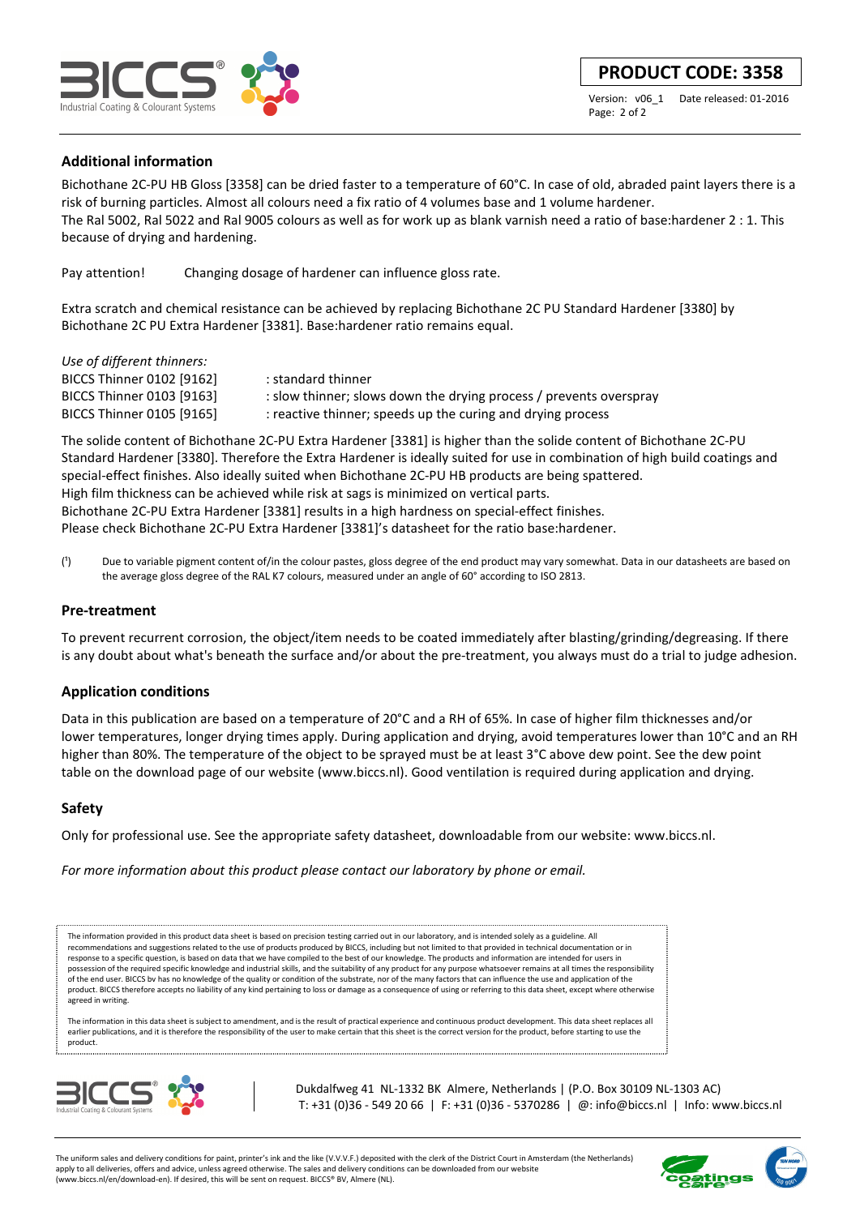## Additional information

Bichothane 2C-PU HB Gloss [3358] can be dried faster to a temperature of 60°C. In case of old, abraded paint layers there is a risk of burning particles. Almost all colours need a fix ratio of 4 volumes base and 1 volume hardener.
The Ral 5002, Ral 5022 and Ral 9005 colours as well as for work up as blank varnish need a ratio of base:hardener 2 : 1. This because of drying and hardening.

Pay attention! Changing dosage of hardener can influence gloss rate.

Extra scratch and chemical resistance can be achieved by replacing Bichothane 2C PU Standard Hardener [3380] by Bichothane 2C PU Extra Hardener [3381]. Base:hardener ratio remains equal.

*Use of different thinners:*

| | |
|---|---|
| BICCS Thinner 0102 [9162] | : standard thinner |
| BICCS Thinner 0103 [9163] | : slow thinner; slows down the drying process / prevents overspray |
| BICCS Thinner 0105 [9165] | : reactive thinner; speeds up the curing and drying process |

The solide content of Bichothane 2C-PU Extra Hardener [3381] is higher than the solide content of Bichothane 2C-PU Standard Hardener [3380]. Therefore the Extra Hardener is ideally suited for use in combination of high build coatings and special-effect finishes. Also ideally suited when Bichothane 2C-PU HB products are being spattered.
High film thickness can be achieved while risk at sags is minimized on vertical parts.
Bichothane 2C-PU Extra Hardener [3381] results in a high hardness on special-effect finishes.
Please check Bichothane 2C-PU Extra Hardener [3381]'s datasheet for the ratio base:hardener.

([1]) Due to variable pigment content of/in the colour pastes, gloss degree of the end product may vary somewhat. Data in our datasheets are based on the average gloss degree of the RAL K7 colours, measured under an angle of 60° according to ISO 2813.

## Pre-treatment

To prevent recurrent corrosion, the object/item needs to be coated immediately after blasting/grinding/degreasing. If there is any doubt about what's beneath the surface and/or about the pre-treatment, you always must do a trial to judge adhesion.

## Application conditions

Data in this publication are based on a temperature of 20°C and a RH of 65%. In case of higher film thicknesses and/or lower temperatures, longer drying times apply. During application and drying, avoid temperatures lower than 10°C and an RH higher than 80%. The temperature of the object to be sprayed must be at least 3°C above dew point. See the dew point table on the download page of our website (www.biccs.nl). Good ventilation is required during application and drying.

## Safety

Only for professional use. See the appropriate safety datasheet, downloadable from our website: www.biccs.nl.

*For more information about this product please contact our laboratory by phone or email.*

The information provided in this product data sheet is based on precision testing carried out in our laboratory, and is intended solely as a guideline. All recommendations and suggestions related to the use of products produced by BICCS, including but not limited to that provided in technical documentation or in response to a specific question, is based on data that we have compiled to the best of our knowledge. The products and information are intended for users in possession of the required specific knowledge and industrial skills, and the suitability of any product for any purpose whatsoever remains at all times the responsibility of the end user. BICCS bv has no knowledge of the quality or condition of the substrate, nor of the many factors that can influence the use and application of the product. BICCS therefore accepts no liability of any kind pertaining to loss or damage as a consequence of using or referring to this data sheet, except where otherwise agreed in writing.

The information in this data sheet is subject to amendment, and is the result of practical experience and continuous product development. This data sheet replaces all earlier publications, and it is therefore the responsibility of the user to make certain that this sheet is the correct version for the product, before starting to use the product.

Dukdalfweg 41 NL-1332 BK Almere, Netherlands | (P.O. Box 30109 NL-1303 AC)
T: +31 (0)36 - 549 20 66 | F: +31 (0)36 - 5370286 | @: info@biccs.nl | Info: www.biccs.nl

The uniform sales and delivery conditions for paint, printer's ink and the like (V.V.V.F.) deposited with the clerk of the District Court in Amsterdam (the Netherlands) apply to all deliveries, offers and advice, unless agreed otherwise. The sales and delivery conditions can be downloaded from our website (www.biccs.nl/en/download-en). If desired, this will be sent on request. BICCS® BV, Almere (NL).